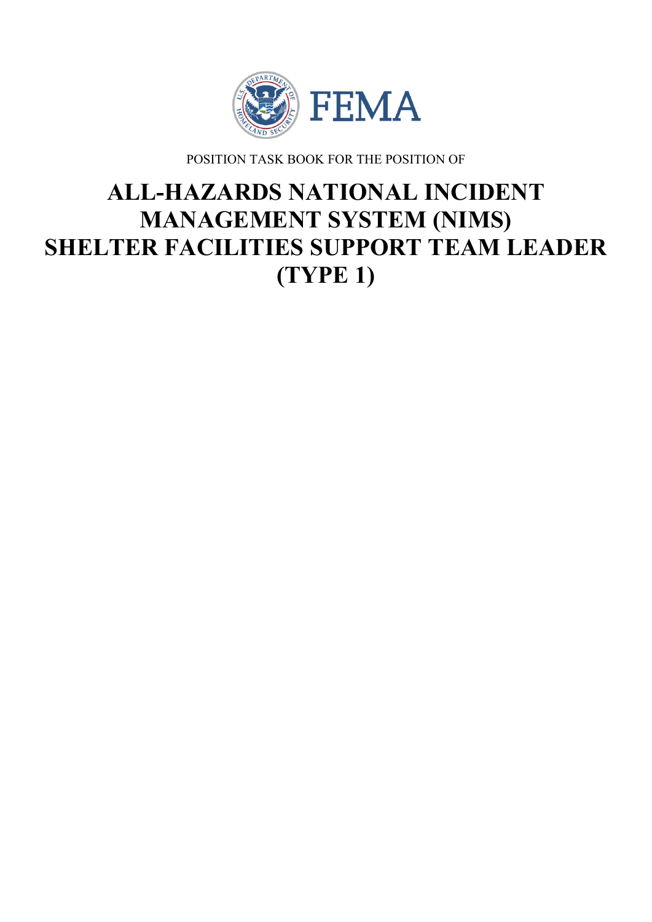POSITION TASK BOOK FOR THE POSITION OF

# ALL-HAZARDS NATIONAL INCIDENT MANAGEMENT SYSTEM (NIMS) SHELTER FACILITIES SUPPORT TEAM LEADER (TYPE 1)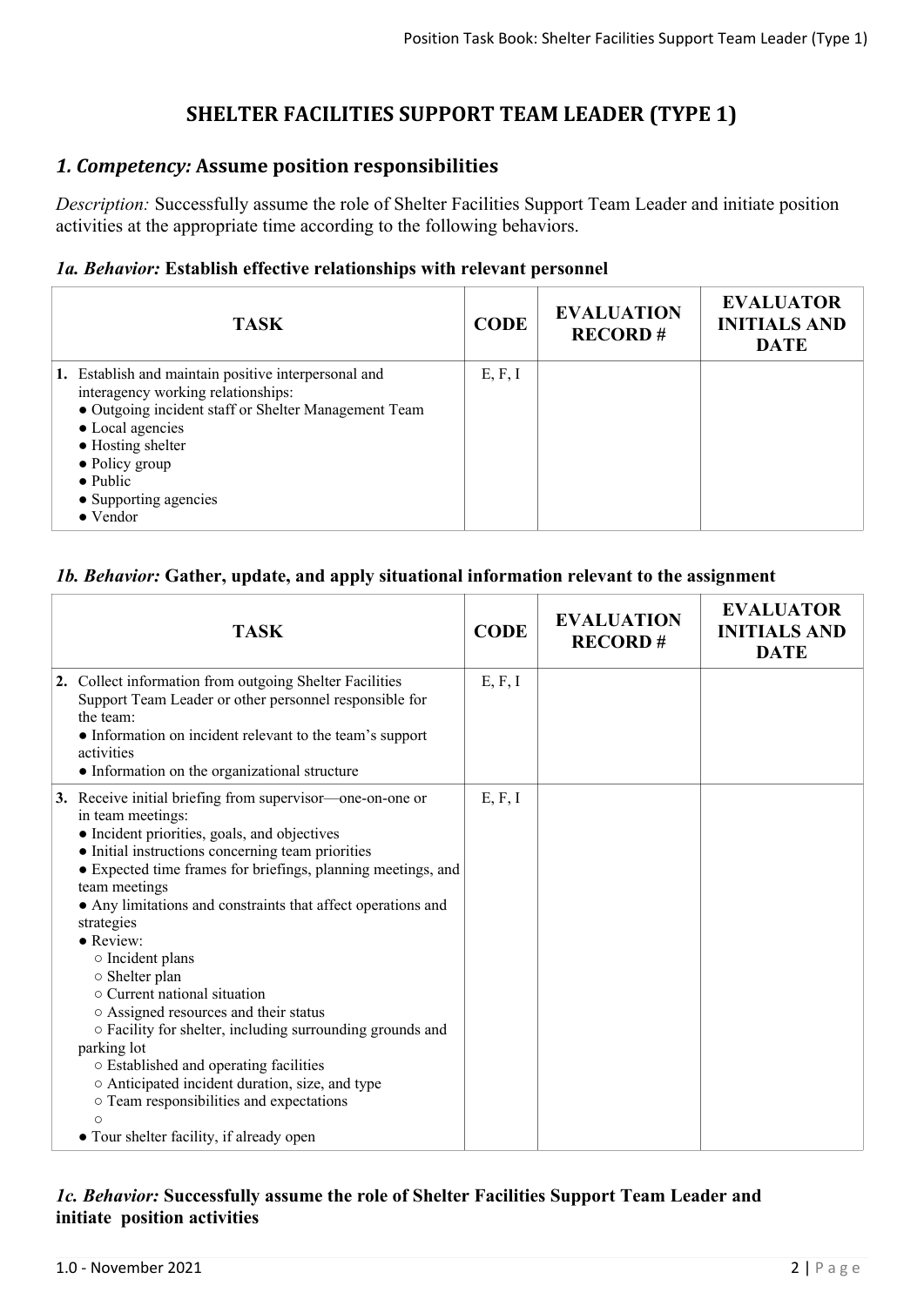## SHELTER FACILITIES SUPPORT TEAM LEADER (TYPE 1)

### *1. Competency:* Assume position responsibilities

*Description:* Successfully assume the role of Shelter Facilities Support Team Leader and initiate position activities at the appropriate time according to the following behaviors.

#### *1a. Behavior:* Establish effective relationships with relevant personnel

| TASK | CODE | EVALUATION RECORD # | EVALUATOR INITIALS AND DATE |
|---|---|---|---|
| **1.** Establish and maintain positive interpersonal and interagency working relationships:<br>● Outgoing incident staff or Shelter Management Team<br>● Local agencies<br>● Hosting shelter<br>● Policy group<br>● Public<br>● Supporting agencies<br>● Vendor | E, F, I | | |

#### *1b. Behavior:* Gather, update, and apply situational information relevant to the assignment

| TASK | CODE | EVALUATION RECORD # | EVALUATOR INITIALS AND DATE |
|---|---|---|---|
| **2.** Collect information from outgoing Shelter Facilities Support Team Leader or other personnel responsible for the team:<br>● Information on incident relevant to the team's support activities<br>● Information on the organizational structure | E, F, I | | |
| **3.** Receive initial briefing from supervisor—one-on-one or in team meetings:<br>● Incident priorities, goals, and objectives<br>● Initial instructions concerning team priorities<br>● Expected time frames for briefings, planning meetings, and team meetings<br>● Any limitations and constraints that affect operations and strategies<br>● Review:<br>○ Incident plans<br>○ Shelter plan<br>○ Current national situation<br>○ Assigned resources and their status<br>○ Facility for shelter, including surrounding grounds and parking lot<br>○ Established and operating facilities<br>○ Anticipated incident duration, size, and type<br>○ Team responsibilities and expectations<br>○<br>● Tour shelter facility, if already open | E, F, I | | |

#### *1c. Behavior:* Successfully assume the role of Shelter Facilities Support Team Leader and initiate position activities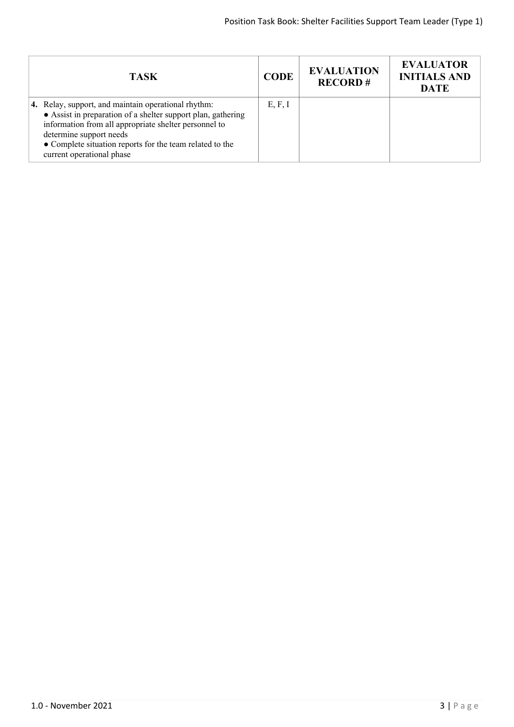| TASK | CODE | EVALUATION RECORD # | EVALUATOR INITIALS AND DATE |
|---|---|---|---|
| **4.** Relay, support, and maintain operational rhythm:<br>● Assist in preparation of a shelter support plan, gathering information from all appropriate shelter personnel to determine support needs<br>● Complete situation reports for the team related to the current operational phase | E, F, I | | |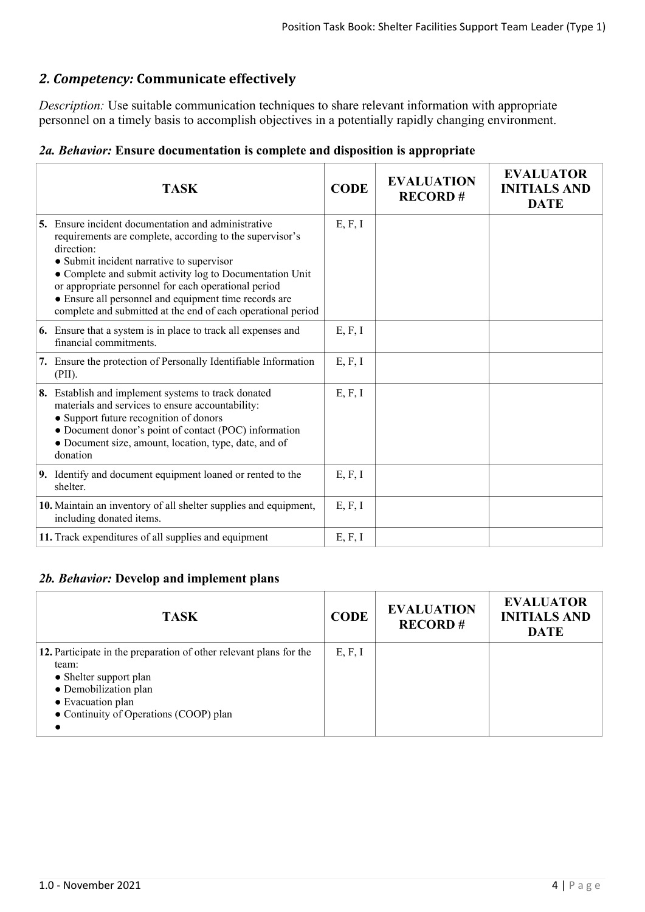## *2. Competency:* Communicate effectively

*Description:* Use suitable communication techniques to share relevant information with appropriate personnel on a timely basis to accomplish objectives in a potentially rapidly changing environment.

### *2a. Behavior:* Ensure documentation is complete and disposition is appropriate

| TASK | CODE | EVALUATION RECORD # | EVALUATOR INITIALS AND DATE |
|---|---|---|---|
| **5.** Ensure incident documentation and administrative requirements are complete, according to the supervisor's direction:<br>● Submit incident narrative to supervisor<br>● Complete and submit activity log to Documentation Unit or appropriate personnel for each operational period<br>● Ensure all personnel and equipment time records are complete and submitted at the end of each operational period | E, F, I | | |
| **6.** Ensure that a system is in place to track all expenses and financial commitments. | E, F, I | | |
| **7.** Ensure the protection of Personally Identifiable Information (PII). | E, F, I | | |
| **8.** Establish and implement systems to track donated materials and services to ensure accountability:<br>● Support future recognition of donors<br>● Document donor's point of contact (POC) information<br>● Document size, amount, location, type, date, and of donation | E, F, I | | |
| **9.** Identify and document equipment loaned or rented to the shelter. | E, F, I | | |
| **10.** Maintain an inventory of all shelter supplies and equipment, including donated items. | E, F, I | | |
| **11.** Track expenditures of all supplies and equipment | E, F, I | | |

### *2b. Behavior:* Develop and implement plans

| TASK | CODE | EVALUATION RECORD # | EVALUATOR INITIALS AND DATE |
|---|---|---|---|
| **12.** Participate in the preparation of other relevant plans for the team:<br>● Shelter support plan<br>● Demobilization plan<br>● Evacuation plan<br>● Continuity of Operations (COOP) plan<br>● | E, F, I | | |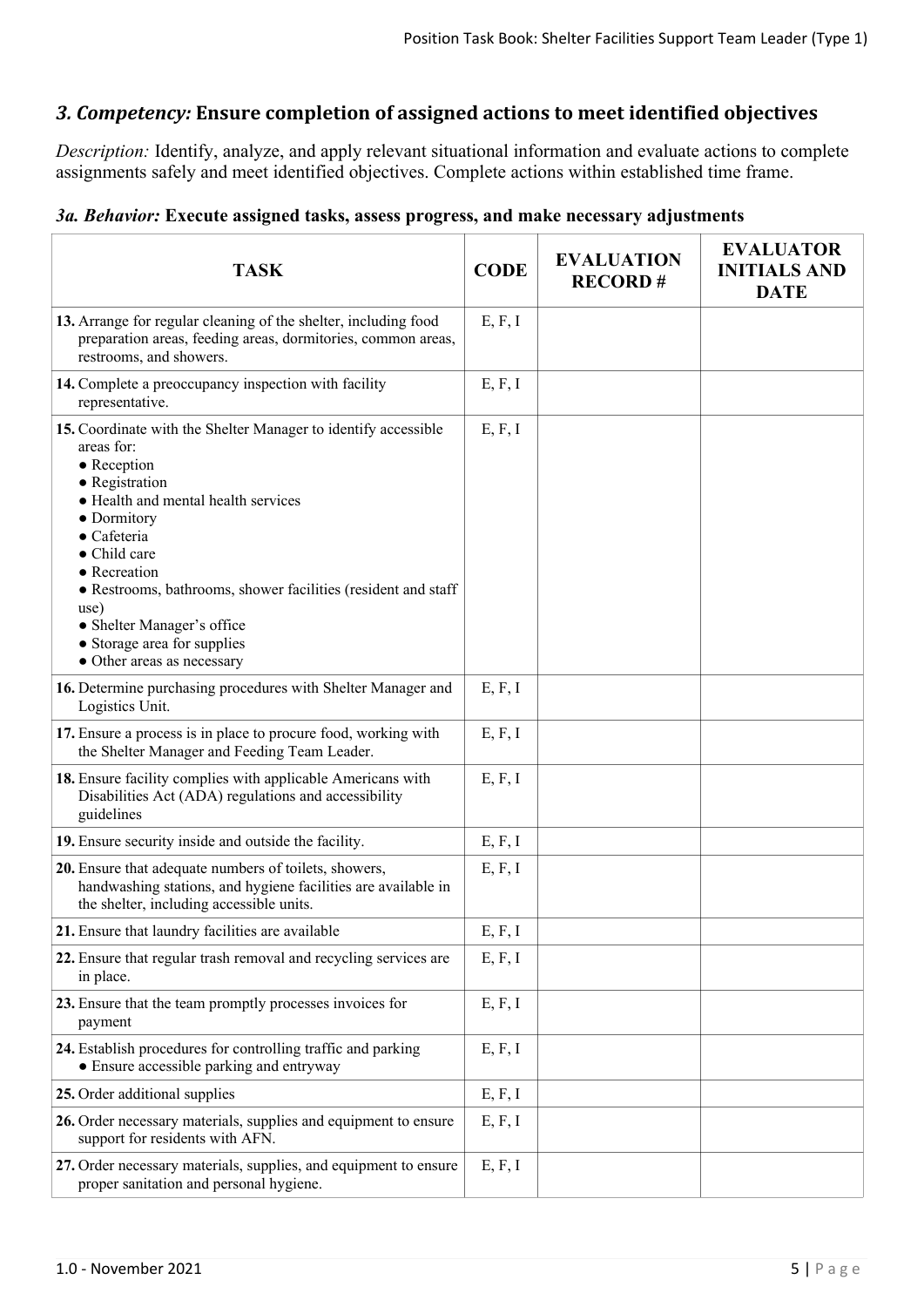## *3. Competency:* Ensure completion of assigned actions to meet identified objectives

*Description:* Identify, analyze, and apply relevant situational information and evaluate actions to complete assignments safely and meet identified objectives. Complete actions within established time frame.

### *3a. Behavior:* Execute assigned tasks, assess progress, and make necessary adjustments

| TASK | CODE | EVALUATION RECORD # | EVALUATOR INITIALS AND DATE |
|---|---|---|---|
| **13.** Arrange for regular cleaning of the shelter, including food preparation areas, feeding areas, dormitories, common areas, restrooms, and showers. | E, F, I | | |
| **14.** Complete a preoccupancy inspection with facility representative. | E, F, I | | |
| **15.** Coordinate with the Shelter Manager to identify accessible areas for:<br>● Reception<br>● Registration<br>● Health and mental health services<br>● Dormitory<br>● Cafeteria<br>● Child care<br>● Recreation<br>● Restrooms, bathrooms, shower facilities (resident and staff use)<br>● Shelter Manager's office<br>● Storage area for supplies<br>● Other areas as necessary | E, F, I | | |
| **16.** Determine purchasing procedures with Shelter Manager and Logistics Unit. | E, F, I | | |
| **17.** Ensure a process is in place to procure food, working with the Shelter Manager and Feeding Team Leader. | E, F, I | | |
| **18.** Ensure facility complies with applicable Americans with Disabilities Act (ADA) regulations and accessibility guidelines | E, F, I | | |
| **19.** Ensure security inside and outside the facility. | E, F, I | | |
| **20.** Ensure that adequate numbers of toilets, showers, handwashing stations, and hygiene facilities are available in the shelter, including accessible units. | E, F, I | | |
| **21.** Ensure that laundry facilities are available | E, F, I | | |
| **22.** Ensure that regular trash removal and recycling services are in place. | E, F, I | | |
| **23.** Ensure that the team promptly processes invoices for payment | E, F, I | | |
| **24.** Establish procedures for controlling traffic and parking<br>● Ensure accessible parking and entryway | E, F, I | | |
| **25.** Order additional supplies | E, F, I | | |
| **26.** Order necessary materials, supplies and equipment to ensure support for residents with AFN. | E, F, I | | |
| **27.** Order necessary materials, supplies, and equipment to ensure proper sanitation and personal hygiene. | E, F, I | | |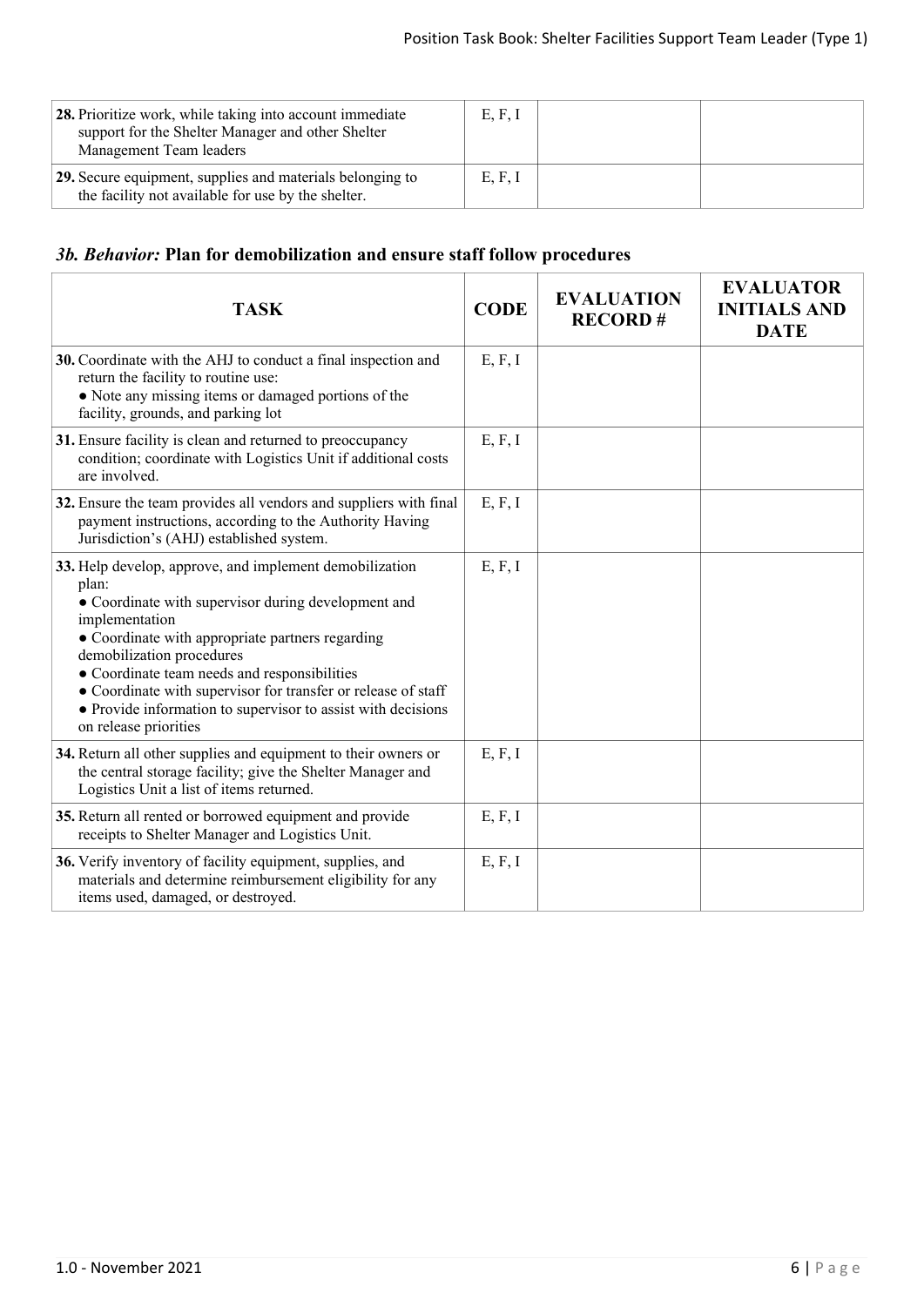| TASK | CODE | EVALUATION RECORD # | EVALUATOR INITIALS AND DATE |
|---|---|---|---|
| **28.** Prioritize work, while taking into account immediate support for the Shelter Manager and other Shelter Management Team leaders | E, F, I | | |
| **29.** Secure equipment, supplies and materials belonging to the facility not available for use by the shelter. | E, F, I | | |

### *3b. Behavior:* Plan for demobilization and ensure staff follow procedures

| TASK | CODE | EVALUATION RECORD # | EVALUATOR INITIALS AND DATE |
|---|---|---|---|
| **30.** Coordinate with the AHJ to conduct a final inspection and return the facility to routine use:<br>● Note any missing items or damaged portions of the facility, grounds, and parking lot | E, F, I | | |
| **31.** Ensure facility is clean and returned to preoccupancy condition; coordinate with Logistics Unit if additional costs are involved. | E, F, I | | |
| **32.** Ensure the team provides all vendors and suppliers with final payment instructions, according to the Authority Having Jurisdiction's (AHJ) established system. | E, F, I | | |
| **33.** Help develop, approve, and implement demobilization plan:<br>● Coordinate with supervisor during development and implementation<br>● Coordinate with appropriate partners regarding demobilization procedures<br>● Coordinate team needs and responsibilities<br>● Coordinate with supervisor for transfer or release of staff<br>● Provide information to supervisor to assist with decisions on release priorities | E, F, I | | |
| **34.** Return all other supplies and equipment to their owners or the central storage facility; give the Shelter Manager and Logistics Unit a list of items returned. | E, F, I | | |
| **35.** Return all rented or borrowed equipment and provide receipts to Shelter Manager and Logistics Unit. | E, F, I | | |
| **36.** Verify inventory of facility equipment, supplies, and materials and determine reimbursement eligibility for any items used, damaged, or destroyed. | E, F, I | | |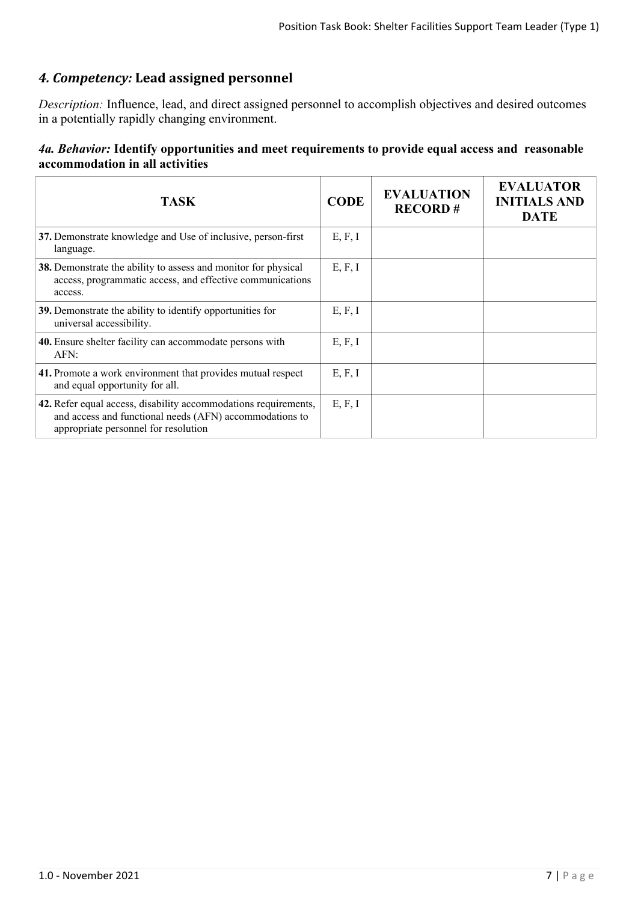## *4. Competency:* **Lead assigned personnel**

*Description:* Influence, lead, and direct assigned personnel to accomplish objectives and desired outcomes in a potentially rapidly changing environment.

### *4a. Behavior:* **Identify opportunities and meet requirements to provide equal access and reasonable accommodation in all activities**

| TASK | CODE | EVALUATION RECORD # | EVALUATOR INITIALS AND DATE |
|---|---|---|---|
| **37.** Demonstrate knowledge and Use of inclusive, person-first language. | E, F, I | | |
| **38.** Demonstrate the ability to assess and monitor for physical access, programmatic access, and effective communications access. | E, F, I | | |
| **39.** Demonstrate the ability to identify opportunities for universal accessibility. | E, F, I | | |
| **40.** Ensure shelter facility can accommodate persons with AFN: | E, F, I | | |
| **41.** Promote a work environment that provides mutual respect and equal opportunity for all. | E, F, I | | |
| **42.** Refer equal access, disability accommodations requirements, and access and functional needs (AFN) accommodations to appropriate personnel for resolution | E, F, I | | |